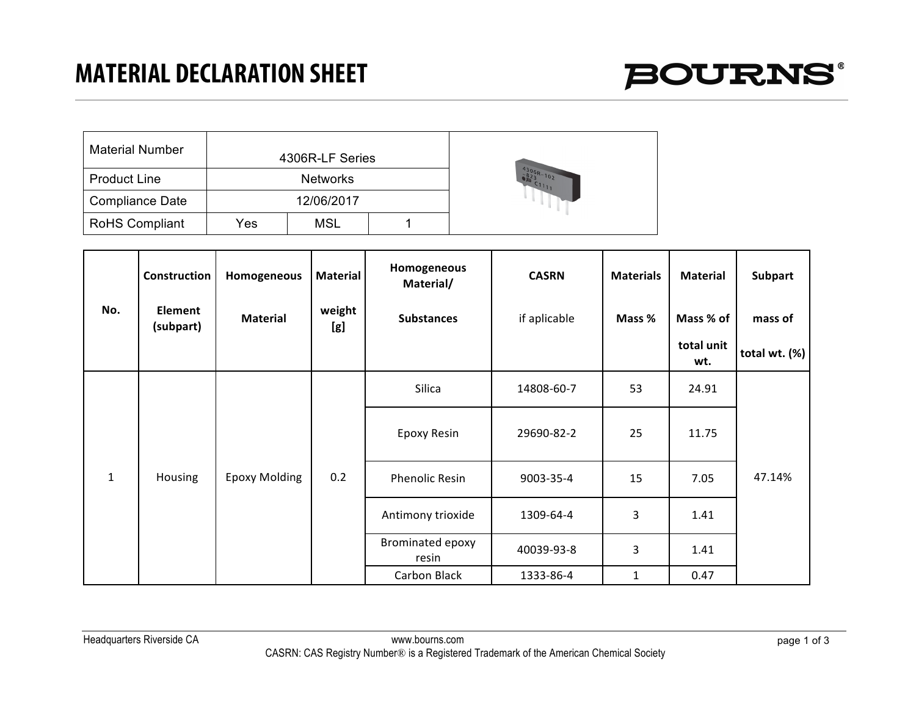# MATERIAL DECLARATION SHEET

BOURNS®

| Material Number | 4306R-LF Series | | |
|---|---|---|---|
| Product Line | Networks | | |
| Compliance Date | 12/06/2017 | | |
| RoHS Compliant | Yes | MSL | 1 |

| No. | Construction Element (subpart) | Homogeneous Material | Material weight [g] | Homogeneous Material/ Substances | CASRN if aplicable | Materials Mass % | Material Mass % of total unit wt. | Subpart mass of total wt. (%) |
|---|---|---|---|---|---|---|---|---|
| 1 | Housing | Epoxy Molding | 0.2 | Silica | 14808-60-7 | 53 | 24.91 | 47.14% |
| | | | | Epoxy Resin | 29690-82-2 | 25 | 11.75 | |
| | | | | Phenolic Resin | 9003-35-4 | 15 | 7.05 | |
| | | | | Antimony trioxide | 1309-64-4 | 3 | 1.41 | |
| | | | | Brominated epoxy resin | 40039-93-8 | 3 | 1.41 | |
| | | | | Carbon Black | 1333-86-4 | 1 | 0.47 | |

Headquarters Riverside CA www.bourns.com

CASRN: CAS Registry Number® is a Registered Trademark of the American Chemical Society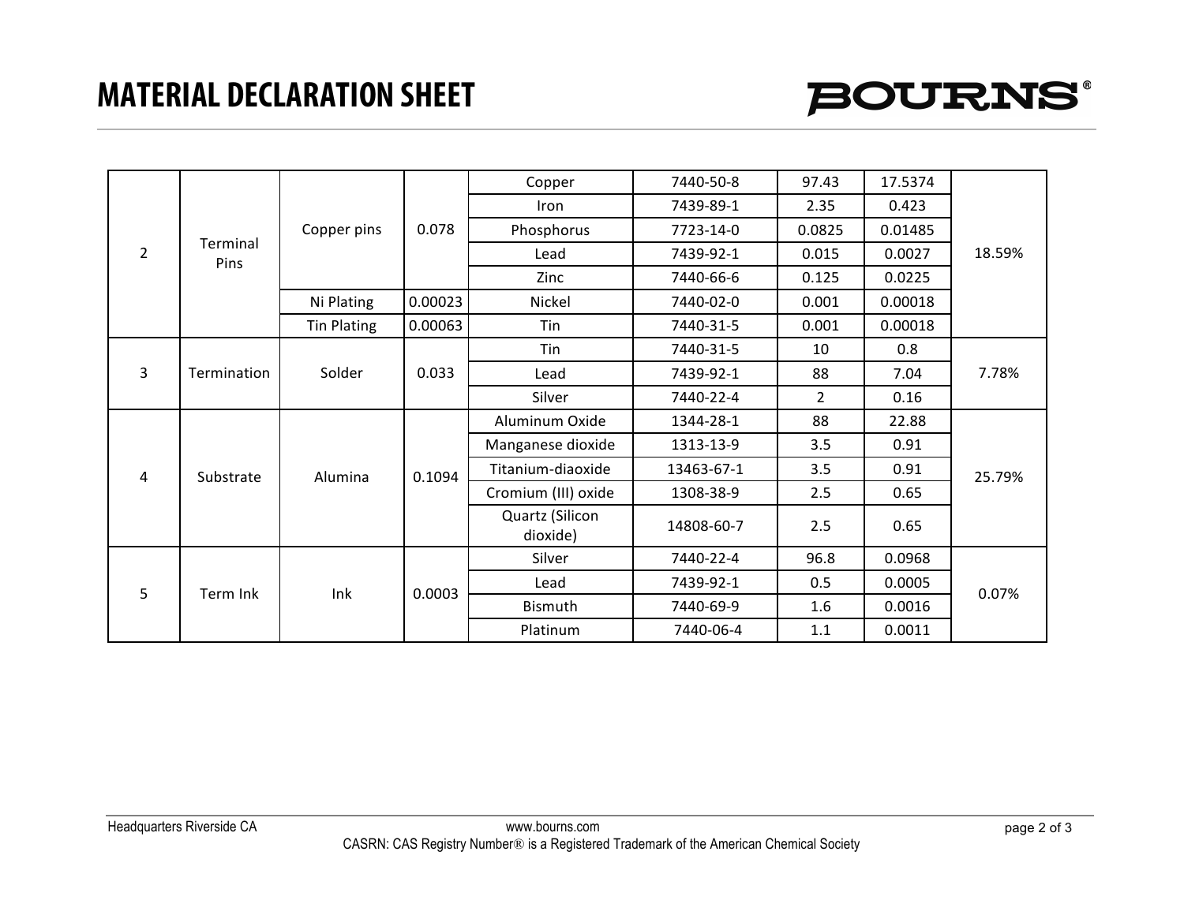# MATERIAL DECLARATION SHEET

| | | | | | | | | |
|---|---|---|---|---|---|---|---|---|
| 2 | Terminal Pins | Copper pins | 0.078 | Copper | 7440-50-8 | 97.43 | 17.5374 | 18.59% |
| | | | | Iron | 7439-89-1 | 2.35 | 0.423 | |
| | | | | Phosphorus | 7723-14-0 | 0.0825 | 0.01485 | |
| | | | | Lead | 7439-92-1 | 0.015 | 0.0027 | |
| | | | | Zinc | 7440-66-6 | 0.125 | 0.0225 | |
| | | Ni Plating | 0.00023 | Nickel | 7440-02-0 | 0.001 | 0.00018 | |
| | | Tin Plating | 0.00063 | Tin | 7440-31-5 | 0.001 | 0.00018 | |
| 3 | Termination | Solder | 0.033 | Tin | 7440-31-5 | 10 | 0.8 | 7.78% |
| | | | | Lead | 7439-92-1 | 88 | 7.04 | |
| | | | | Silver | 7440-22-4 | 2 | 0.16 | |
| 4 | Substrate | Alumina | 0.1094 | Aluminum Oxide | 1344-28-1 | 88 | 22.88 | 25.79% |
| | | | | Manganese dioxide | 1313-13-9 | 3.5 | 0.91 | |
| | | | | Titanium-diaoxide | 13463-67-1 | 3.5 | 0.91 | |
| | | | | Cromium (III) oxide | 1308-38-9 | 2.5 | 0.65 | |
| | | | | Quartz (Silicon dioxide) | 14808-60-7 | 2.5 | 0.65 | |
| 5 | Term Ink | Ink | 0.0003 | Silver | 7440-22-4 | 96.8 | 0.0968 | 0.07% |
| | | | | Lead | 7439-92-1 | 0.5 | 0.0005 | |
| | | | | Bismuth | 7440-69-9 | 1.6 | 0.0016 | |
| | | | | Platinum | 7440-06-4 | 1.1 | 0.0011 | |

Headquarters Riverside CA www.bourns.com

CASRN: CAS Registry Number® is a Registered Trademark of the American Chemical Society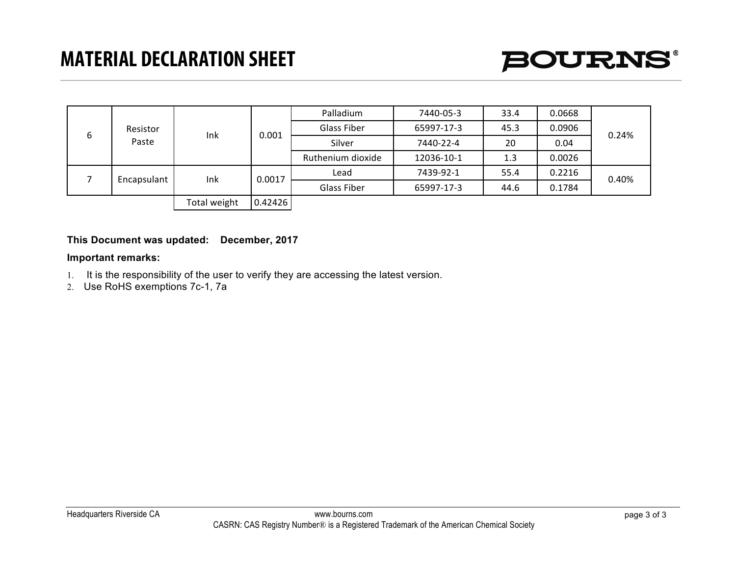# MATERIAL DECLARATION SHEET

| | | | | | | | | |
|---|---|---|---|---|---|---|---|---|
| 6 | Resistor Paste | Ink | 0.001 | Palladium | 7440-05-3 | 33.4 | 0.0668 | 0.24% |
| | | | | Glass Fiber | 65997-17-3 | 45.3 | 0.0906 | |
| | | | | Silver | 7440-22-4 | 20 | 0.04 | |
| | | | | Ruthenium dioxide | 12036-10-1 | 1.3 | 0.0026 | |
| 7 | Encapsulant | Ink | 0.0017 | Lead | 7439-92-1 | 55.4 | 0.2216 | 0.40% |
| | | | | Glass Fiber | 65997-17-3 | 44.6 | 0.1784 | |
| | | Total weight | 0.42426 | | | | | |

**This Document was updated: December, 2017**

**Important remarks:**

1. It is the responsibility of the user to verify they are accessing the latest version.
2. Use RoHS exemptions 7c-1, 7a

Headquarters Riverside CA www.bourns.com

CASRN: CAS Registry Number® is a Registered Trademark of the American Chemical Society